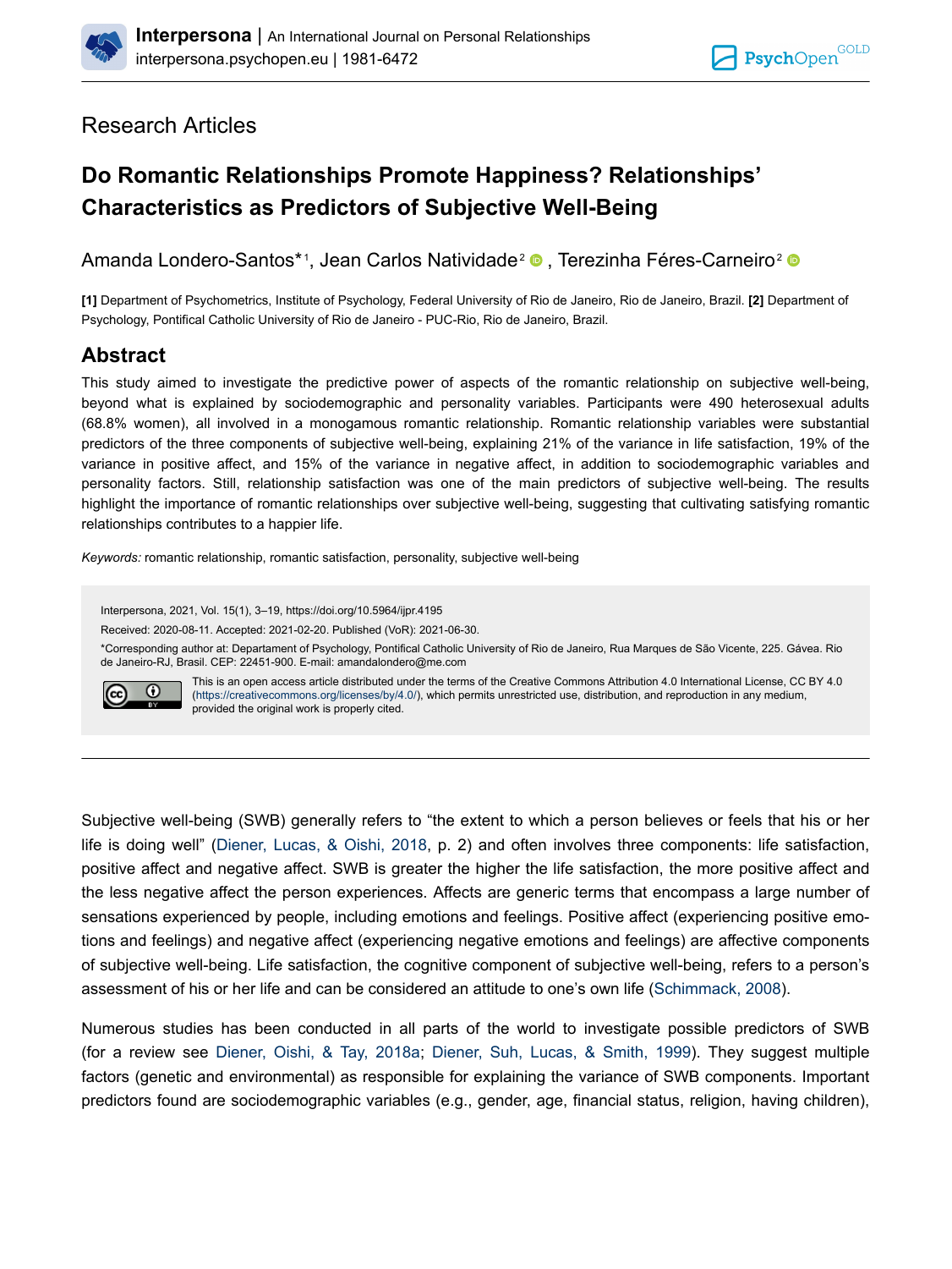Research Articles

# Do Romantic Relationships Promote Happiness? Relationships' Characteristics as Predictors of Subjective Well-Being

Amanda Londero-Santos*[1], Jean Carlos Natividade[2], Terezinha Féres-Carneiro[2]

**[1]** Department of Psychometrics, Institute of Psychology, Federal University of Rio de Janeiro, Rio de Janeiro, Brazil. **[2]** Department of Psychology, Pontifical Catholic University of Rio de Janeiro - PUC-Rio, Rio de Janeiro, Brazil.

## Abstract

This study aimed to investigate the predictive power of aspects of the romantic relationship on subjective well-being, beyond what is explained by sociodemographic and personality variables. Participants were 490 heterosexual adults (68.8% women), all involved in a monogamous romantic relationship. Romantic relationship variables were substantial predictors of the three components of subjective well-being, explaining 21% of the variance in life satisfaction, 19% of the variance in positive affect, and 15% of the variance in negative affect, in addition to sociodemographic variables and personality factors. Still, relationship satisfaction was one of the main predictors of subjective well-being. The results highlight the importance of romantic relationships over subjective well-being, suggesting that cultivating satisfying romantic relationships contributes to a happier life.

*Keywords:* romantic relationship, romantic satisfaction, personality, subjective well-being

Interpersona, 2021, Vol. 15(1), 3–19, https://doi.org/10.5964/ijpr.4195

Received: 2020-08-11. Accepted: 2021-02-20. Published (VoR): 2021-06-30.

*Corresponding author at: Departament of Psychology, Pontifical Catholic University of Rio de Janeiro, Rua Marques de São Vicente, 225. Gávea. Rio de Janeiro-RJ, Brasil. CEP: 22451-900. E-mail: amandalondero@me.com

This is an open access article distributed under the terms of the Creative Commons Attribution 4.0 International License, CC BY 4.0 (https://creativecommons.org/licenses/by/4.0/), which permits unrestricted use, distribution, and reproduction in any medium, provided the original work is properly cited.

Subjective well-being (SWB) generally refers to “the extent to which a person believes or feels that his or her life is doing well” (Diener, Lucas, & Oishi, 2018, p. 2) and often involves three components: life satisfaction, positive affect and negative affect. SWB is greater the higher the life satisfaction, the more positive affect and the less negative affect the person experiences. Affects are generic terms that encompass a large number of sensations experienced by people, including emotions and feelings. Positive affect (experiencing positive emotions and feelings) and negative affect (experiencing negative emotions and feelings) are affective components of subjective well-being. Life satisfaction, the cognitive component of subjective well-being, refers to a person's assessment of his or her life and can be considered an attitude to one's own life (Schimmack, 2008).

Numerous studies has been conducted in all parts of the world to investigate possible predictors of SWB (for a review see Diener, Oishi, & Tay, 2018a; Diener, Suh, Lucas, & Smith, 1999). They suggest multiple factors (genetic and environmental) as responsible for explaining the variance of SWB components. Important predictors found are sociodemographic variables (e.g., gender, age, financial status, religion, having children),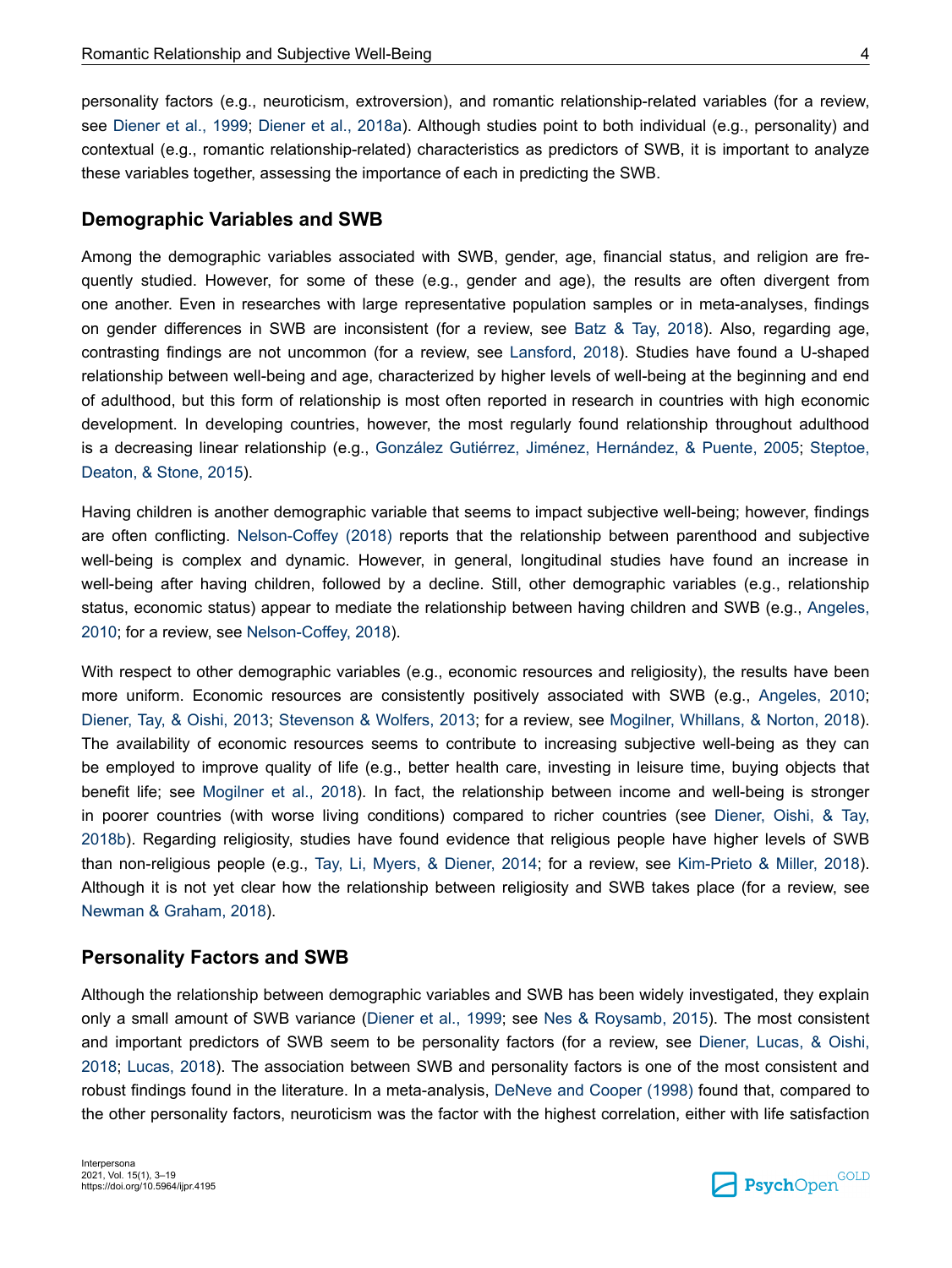personality factors (e.g., neuroticism, extroversion), and romantic relationship-related variables (for a review, see Diener et al., 1999; Diener et al., 2018a). Although studies point to both individual (e.g., personality) and contextual (e.g., romantic relationship-related) characteristics as predictors of SWB, it is important to analyze these variables together, assessing the importance of each in predicting the SWB.

## Demographic Variables and SWB

Among the demographic variables associated with SWB, gender, age, financial status, and religion are frequently studied. However, for some of these (e.g., gender and age), the results are often divergent from one another. Even in researches with large representative population samples or in meta-analyses, findings on gender differences in SWB are inconsistent (for a review, see Batz & Tay, 2018). Also, regarding age, contrasting findings are not uncommon (for a review, see Lansford, 2018). Studies have found a U-shaped relationship between well-being and age, characterized by higher levels of well-being at the beginning and end of adulthood, but this form of relationship is most often reported in research in countries with high economic development. In developing countries, however, the most regularly found relationship throughout adulthood is a decreasing linear relationship (e.g., González Gutiérrez, Jiménez, Hernández, & Puente, 2005; Steptoe, Deaton, & Stone, 2015).

Having children is another demographic variable that seems to impact subjective well-being; however, findings are often conflicting. Nelson-Coffey (2018) reports that the relationship between parenthood and subjective well-being is complex and dynamic. However, in general, longitudinal studies have found an increase in well-being after having children, followed by a decline. Still, other demographic variables (e.g., relationship status, economic status) appear to mediate the relationship between having children and SWB (e.g., Angeles, 2010; for a review, see Nelson-Coffey, 2018).

With respect to other demographic variables (e.g., economic resources and religiosity), the results have been more uniform. Economic resources are consistently positively associated with SWB (e.g., Angeles, 2010; Diener, Tay, & Oishi, 2013; Stevenson & Wolfers, 2013; for a review, see Mogilner, Whillans, & Norton, 2018). The availability of economic resources seems to contribute to increasing subjective well-being as they can be employed to improve quality of life (e.g., better health care, investing in leisure time, buying objects that benefit life; see Mogilner et al., 2018). In fact, the relationship between income and well-being is stronger in poorer countries (with worse living conditions) compared to richer countries (see Diener, Oishi, & Tay, 2018b). Regarding religiosity, studies have found evidence that religious people have higher levels of SWB than non-religious people (e.g., Tay, Li, Myers, & Diener, 2014; for a review, see Kim-Prieto & Miller, 2018). Although it is not yet clear how the relationship between religiosity and SWB takes place (for a review, see Newman & Graham, 2018).

## Personality Factors and SWB

Although the relationship between demographic variables and SWB has been widely investigated, they explain only a small amount of SWB variance (Diener et al., 1999; see Nes & Roysamb, 2015). The most consistent and important predictors of SWB seem to be personality factors (for a review, see Diener, Lucas, & Oishi, 2018; Lucas, 2018). The association between SWB and personality factors is one of the most consistent and robust findings found in the literature. In a meta-analysis, DeNeve and Cooper (1998) found that, compared to the other personality factors, neuroticism was the factor with the highest correlation, either with life satisfaction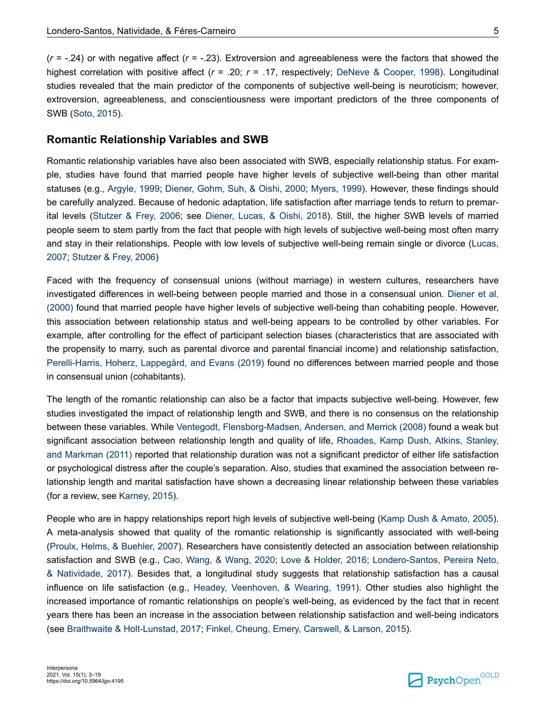(*r* = -.24) or with negative affect (*r* = -.23). Extroversion and agreeableness were the factors that showed the highest correlation with positive affect (*r* = .20; *r* = .17, respectively; DeNeve & Cooper, 1998). Longitudinal studies revealed that the main predictor of the components of subjective well-being is neuroticism; however, extroversion, agreeableness, and conscientiousness were important predictors of the three components of SWB (Soto, 2015).

## Romantic Relationship Variables and SWB

Romantic relationship variables have also been associated with SWB, especially relationship status. For example, studies have found that married people have higher levels of subjective well-being than other marital statuses (e.g., Argyle, 1999; Diener, Gohm, Suh, & Oishi, 2000; Myers, 1999). However, these findings should be carefully analyzed. Because of hedonic adaptation, life satisfaction after marriage tends to return to premarital levels (Stutzer & Frey, 2006; see Diener, Lucas, & Oishi, 2018). Still, the higher SWB levels of married people seem to stem partly from the fact that people with high levels of subjective well-being most often marry and stay in their relationships. People with low levels of subjective well-being remain single or divorce (Lucas, 2007; Stutzer & Frey, 2006)

Faced with the frequency of consensual unions (without marriage) in western cultures, researchers have investigated differences in well-being between people married and those in a consensual union. Diener et al. (2000) found that married people have higher levels of subjective well-being than cohabiting people. However, this association between relationship status and well-being appears to be controlled by other variables. For example, after controlling for the effect of participant selection biases (characteristics that are associated with the propensity to marry, such as parental divorce and parental financial income) and relationship satisfaction, Perelli-Harris, Hoherz, Lappegård, and Evans (2019) found no differences between married people and those in consensual union (cohabitants).

The length of the romantic relationship can also be a factor that impacts subjective well-being. However, few studies investigated the impact of relationship length and SWB, and there is no consensus on the relationship between these variables. While Ventegodt, Flensborg-Madsen, Andersen, and Merrick (2008) found a weak but significant association between relationship length and quality of life, Rhoades, Kamp Dush, Atkins, Stanley, and Markman (2011) reported that relationship duration was not a significant predictor of either life satisfaction or psychological distress after the couple's separation. Also, studies that examined the association between relationship length and marital satisfaction have shown a decreasing linear relationship between these variables (for a review, see Karney, 2015).

People who are in happy relationships report high levels of subjective well-being (Kamp Dush & Amato, 2005). A meta-analysis showed that quality of the romantic relationship is significantly associated with well-being (Proulx, Helms, & Buehler, 2007). Researchers have consistently detected an association between relationship satisfaction and SWB (e.g., Cao, Wang, & Wang, 2020; Love & Holder, 2016; Londero-Santos, Pereira Neto, & Natividade, 2017). Besides that, a longitudinal study suggests that relationship satisfaction has a causal influence on life satisfaction (e.g., Headey, Veenhoven, & Wearing, 1991). Other studies also highlight the increased importance of romantic relationships on people's well-being, as evidenced by the fact that in recent years there has been an increase in the association between relationship satisfaction and well-being indicators (see Braithwaite & Holt-Lunstad, 2017; Finkel, Cheung, Emery, Carswell, & Larson, 2015).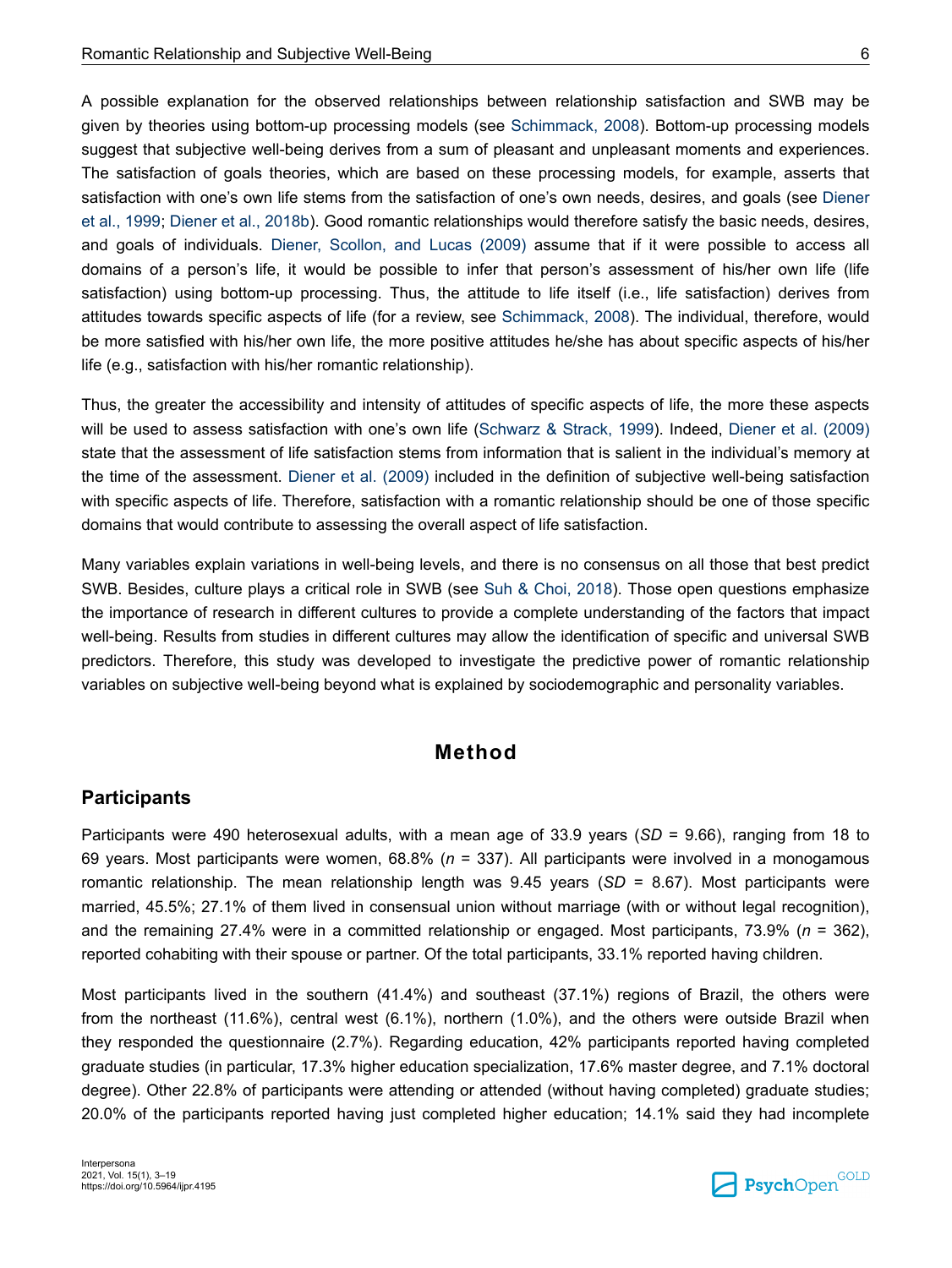A possible explanation for the observed relationships between relationship satisfaction and SWB may be given by theories using bottom-up processing models (see Schimmack, 2008). Bottom-up processing models suggest that subjective well-being derives from a sum of pleasant and unpleasant moments and experiences. The satisfaction of goals theories, which are based on these processing models, for example, asserts that satisfaction with one's own life stems from the satisfaction of one's own needs, desires, and goals (see Diener et al., 1999; Diener et al., 2018b). Good romantic relationships would therefore satisfy the basic needs, desires, and goals of individuals. Diener, Scollon, and Lucas (2009) assume that if it were possible to access all domains of a person's life, it would be possible to infer that person's assessment of his/her own life (life satisfaction) using bottom-up processing. Thus, the attitude to life itself (i.e., life satisfaction) derives from attitudes towards specific aspects of life (for a review, see Schimmack, 2008). The individual, therefore, would be more satisfied with his/her own life, the more positive attitudes he/she has about specific aspects of his/her life (e.g., satisfaction with his/her romantic relationship).

Thus, the greater the accessibility and intensity of attitudes of specific aspects of life, the more these aspects will be used to assess satisfaction with one's own life (Schwarz & Strack, 1999). Indeed, Diener et al. (2009) state that the assessment of life satisfaction stems from information that is salient in the individual's memory at the time of the assessment. Diener et al. (2009) included in the definition of subjective well-being satisfaction with specific aspects of life. Therefore, satisfaction with a romantic relationship should be one of those specific domains that would contribute to assessing the overall aspect of life satisfaction.

Many variables explain variations in well-being levels, and there is no consensus on all those that best predict SWB. Besides, culture plays a critical role in SWB (see Suh & Choi, 2018). Those open questions emphasize the importance of research in different cultures to provide a complete understanding of the factors that impact well-being. Results from studies in different cultures may allow the identification of specific and universal SWB predictors. Therefore, this study was developed to investigate the predictive power of romantic relationship variables on subjective well-being beyond what is explained by sociodemographic and personality variables.

# Method

## Participants

Participants were 490 heterosexual adults, with a mean age of 33.9 years (*SD* = 9.66), ranging from 18 to 69 years. Most participants were women, 68.8% (*n* = 337). All participants were involved in a monogamous romantic relationship. The mean relationship length was 9.45 years (*SD* = 8.67). Most participants were married, 45.5%; 27.1% of them lived in consensual union without marriage (with or without legal recognition), and the remaining 27.4% were in a committed relationship or engaged. Most participants, 73.9% (*n* = 362), reported cohabiting with their spouse or partner. Of the total participants, 33.1% reported having children.

Most participants lived in the southern (41.4%) and southeast (37.1%) regions of Brazil, the others were from the northeast (11.6%), central west (6.1%), northern (1.0%), and the others were outside Brazil when they responded the questionnaire (2.7%). Regarding education, 42% participants reported having completed graduate studies (in particular, 17.3% higher education specialization, 17.6% master degree, and 7.1% doctoral degree). Other 22.8% of participants were attending or attended (without having completed) graduate studies; 20.0% of the participants reported having just completed higher education; 14.1% said they had incomplete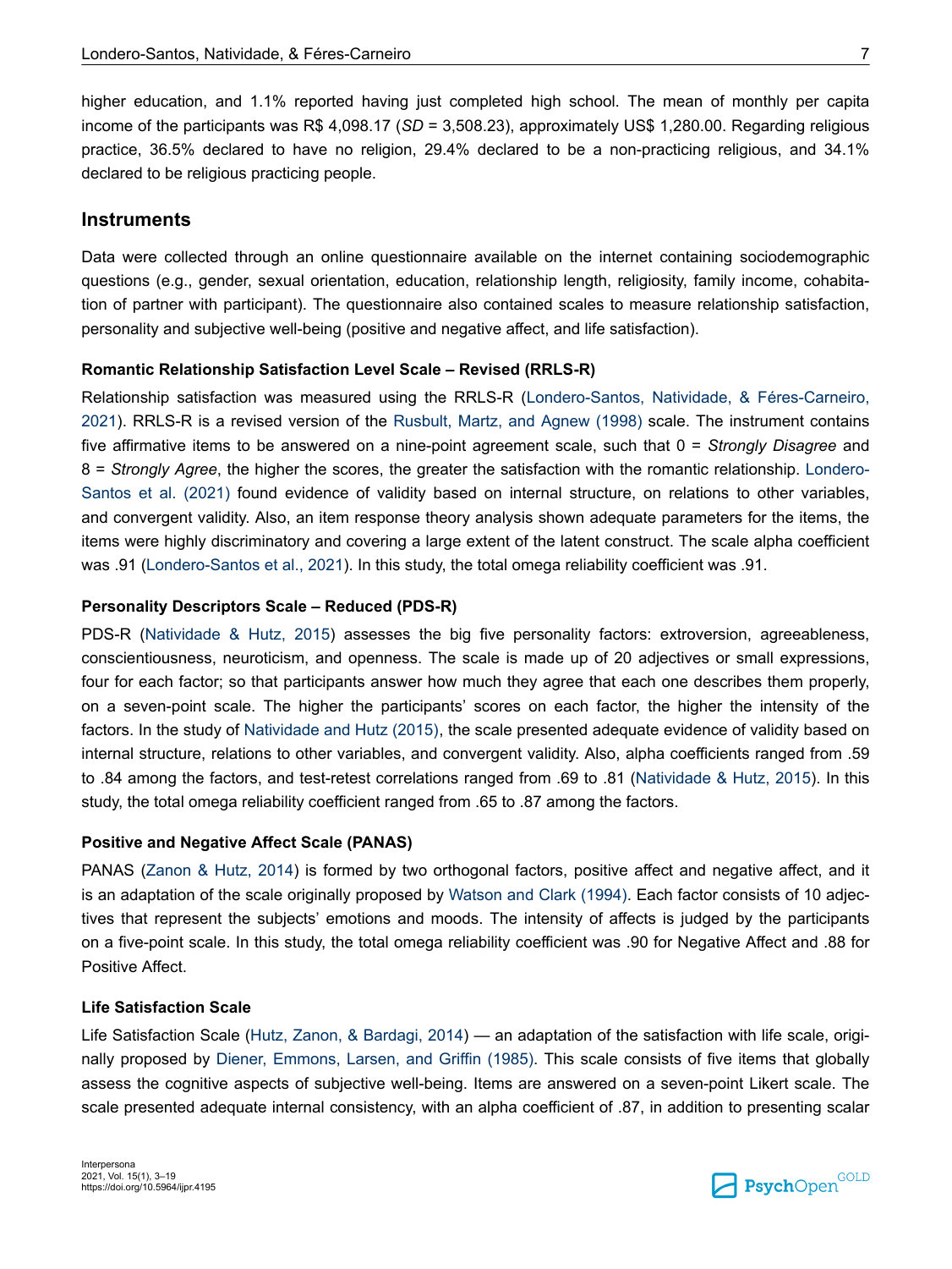higher education, and 1.1% reported having just completed high school. The mean of monthly per capita income of the participants was R$ 4,098.17 (*SD* = 3,508.23), approximately US$ 1,280.00. Regarding religious practice, 36.5% declared to have no religion, 29.4% declared to be a non-practicing religious, and 34.1% declared to be religious practicing people.

## Instruments

Data were collected through an online questionnaire available on the internet containing sociodemographic questions (e.g., gender, sexual orientation, education, relationship length, religiosity, family income, cohabitation of partner with participant). The questionnaire also contained scales to measure relationship satisfaction, personality and subjective well-being (positive and negative affect, and life satisfaction).

### Romantic Relationship Satisfaction Level Scale – Revised (RRLS-R)

Relationship satisfaction was measured using the RRLS-R (Londero-Santos, Natividade, & Féres-Carneiro, 2021). RRLS-R is a revised version of the Rusbult, Martz, and Agnew (1998) scale. The instrument contains five affirmative items to be answered on a nine-point agreement scale, such that 0 = *Strongly Disagree* and 8 = *Strongly Agree*, the higher the scores, the greater the satisfaction with the romantic relationship. Londero-Santos et al. (2021) found evidence of validity based on internal structure, on relations to other variables, and convergent validity. Also, an item response theory analysis shown adequate parameters for the items, the items were highly discriminatory and covering a large extent of the latent construct. The scale alpha coefficient was .91 (Londero-Santos et al., 2021). In this study, the total omega reliability coefficient was .91.

### Personality Descriptors Scale – Reduced (PDS-R)

PDS-R (Natividade & Hutz, 2015) assesses the big five personality factors: extroversion, agreeableness, conscientiousness, neuroticism, and openness. The scale is made up of 20 adjectives or small expressions, four for each factor; so that participants answer how much they agree that each one describes them properly, on a seven-point scale. The higher the participants' scores on each factor, the higher the intensity of the factors. In the study of Natividade and Hutz (2015), the scale presented adequate evidence of validity based on internal structure, relations to other variables, and convergent validity. Also, alpha coefficients ranged from .59 to .84 among the factors, and test-retest correlations ranged from .69 to .81 (Natividade & Hutz, 2015). In this study, the total omega reliability coefficient ranged from .65 to .87 among the factors.

### Positive and Negative Affect Scale (PANAS)

PANAS (Zanon & Hutz, 2014) is formed by two orthogonal factors, positive affect and negative affect, and it is an adaptation of the scale originally proposed by Watson and Clark (1994). Each factor consists of 10 adjectives that represent the subjects' emotions and moods. The intensity of affects is judged by the participants on a five-point scale. In this study, the total omega reliability coefficient was .90 for Negative Affect and .88 for Positive Affect.

### Life Satisfaction Scale

Life Satisfaction Scale (Hutz, Zanon, & Bardagi, 2014) — an adaptation of the satisfaction with life scale, originally proposed by Diener, Emmons, Larsen, and Griffin (1985). This scale consists of five items that globally assess the cognitive aspects of subjective well-being. Items are answered on a seven-point Likert scale. The scale presented adequate internal consistency, with an alpha coefficient of .87, in addition to presenting scalar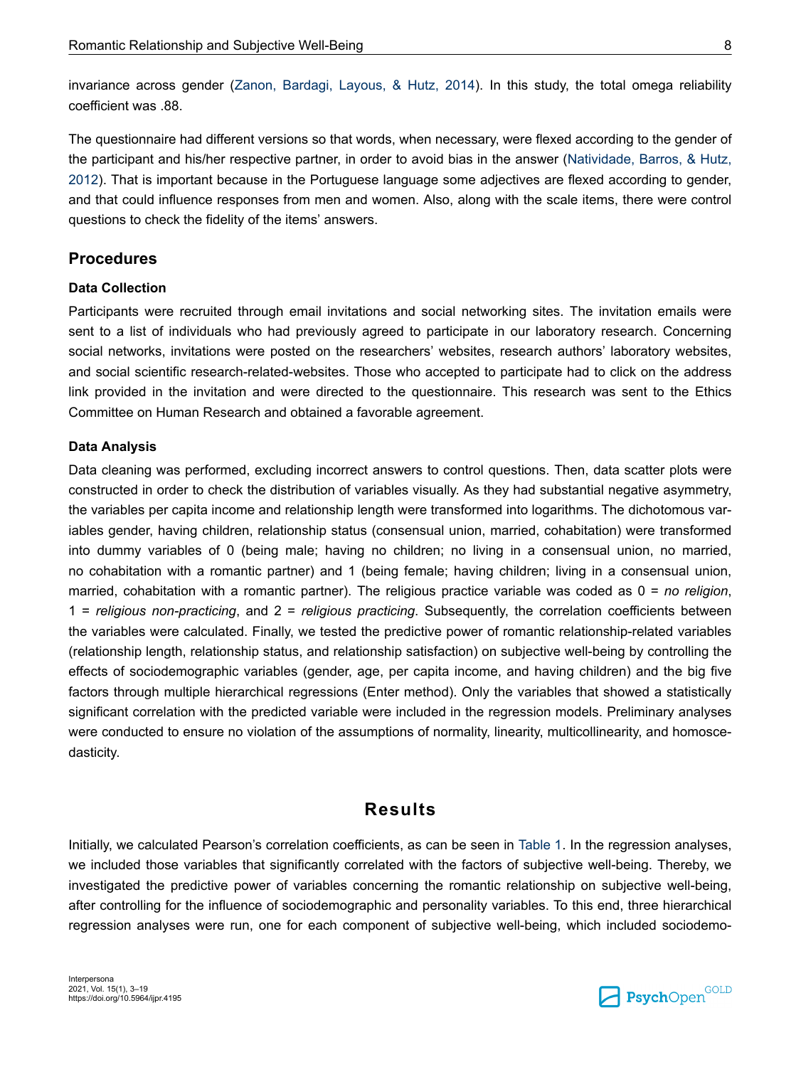invariance across gender (Zanon, Bardagi, Layous, & Hutz, 2014). In this study, the total omega reliability coefficient was .88.

The questionnaire had different versions so that words, when necessary, were flexed according to the gender of the participant and his/her respective partner, in order to avoid bias in the answer (Natividade, Barros, & Hutz, 2012). That is important because in the Portuguese language some adjectives are flexed according to gender, and that could influence responses from men and women. Also, along with the scale items, there were control questions to check the fidelity of the items' answers.

## Procedures

### Data Collection

Participants were recruited through email invitations and social networking sites. The invitation emails were sent to a list of individuals who had previously agreed to participate in our laboratory research. Concerning social networks, invitations were posted on the researchers' websites, research authors' laboratory websites, and social scientific research-related-websites. Those who accepted to participate had to click on the address link provided in the invitation and were directed to the questionnaire. This research was sent to the Ethics Committee on Human Research and obtained a favorable agreement.

### Data Analysis

Data cleaning was performed, excluding incorrect answers to control questions. Then, data scatter plots were constructed in order to check the distribution of variables visually. As they had substantial negative asymmetry, the variables per capita income and relationship length were transformed into logarithms. The dichotomous variables gender, having children, relationship status (consensual union, married, cohabitation) were transformed into dummy variables of 0 (being male; having no children; no living in a consensual union, no married, no cohabitation with a romantic partner) and 1 (being female; having children; living in a consensual union, married, cohabitation with a romantic partner). The religious practice variable was coded as 0 = *no religion*, 1 = *religious non-practicing*, and 2 = *religious practicing*. Subsequently, the correlation coefficients between the variables were calculated. Finally, we tested the predictive power of romantic relationship-related variables (relationship length, relationship status, and relationship satisfaction) on subjective well-being by controlling the effects of sociodemographic variables (gender, age, per capita income, and having children) and the big five factors through multiple hierarchical regressions (Enter method). Only the variables that showed a statistically significant correlation with the predicted variable were included in the regression models. Preliminary analyses were conducted to ensure no violation of the assumptions of normality, linearity, multicollinearity, and homoscedasticity.

# Results

Initially, we calculated Pearson's correlation coefficients, as can be seen in Table 1. In the regression analyses, we included those variables that significantly correlated with the factors of subjective well-being. Thereby, we investigated the predictive power of variables concerning the romantic relationship on subjective well-being, after controlling for the influence of sociodemographic and personality variables. To this end, three hierarchical regression analyses were run, one for each component of subjective well-being, which included sociodemo-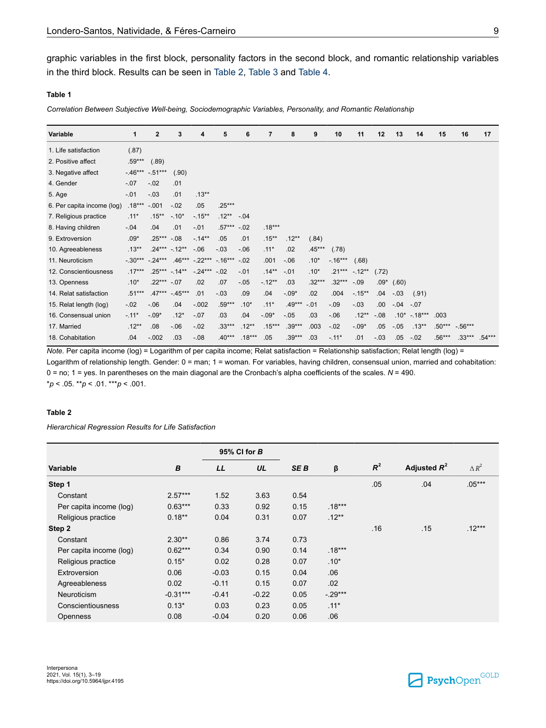graphic variables in the first block, personality factors in the second block, and romantic relationship variables in the third block. Results can be seen in Table 2, Table 3 and Table 4.

**Table 1**

*Correlation Between Subjective Well-being, Sociodemographic Variables, Personality, and Romantic Relationship*

| Variable | 1 | 2 | 3 | 4 | 5 | 6 | 7 | 8 | 9 | 10 | 11 | 12 | 13 | 14 | 15 | 16 | 17 |
|---|---|---|---|---|---|---|---|---|---|---|---|---|---|---|---|---|---|
| 1. Life satisfaction | (.87) | | | | | | | | | | | | | | | | |
| 2. Positive affect | .59*** | (.89) | | | | | | | | | | | | | | | |
| 3. Negative affect | -.46*** | -.51*** | (.90) | | | | | | | | | | | | | | |
| 4. Gender | -.07 | -.02 | .01 | | | | | | | | | | | | | | |
| 5. Age | -.01 | -.03 | .01 | .13** | | | | | | | | | | | | | |
| 6. Per capita income (log) | .18*** | -.001 | -.02 | .05 | .25*** | | | | | | | | | | | | |
| 7. Religious practice | .11* | .15** | -.10* | -.15** | .12** | -.04 | | | | | | | | | | | |
| 8. Having children | -.04 | .04 | .01 | -.01 | .57*** | -.02 | .18*** | | | | | | | | | | |
| 9. Extroversion | .09* | .25*** | -.08 | -.14** | .05 | .01 | .15** | .12** | (.84) | | | | | | | | |
| 10. Agreeableness | .13** | .24*** | -.12** | -.06 | -.03 | -.06 | .11* | .02 | .45*** | (.78) | | | | | | | |
| 11. Neuroticism | -.30*** | -.24*** | .46*** | -.22*** | -.16*** | -.02 | .001 | -.06 | .10* | -.16*** | (.68) | | | | | | |
| 12. Conscientiousness | .17*** | .25*** | -.14** | -.24*** | -.02 | -.01 | .14** | -.01 | .10* | .21*** | -.12** | (.72) | | | | | |
| 13. Openness | .10* | .22*** | -.07 | .02 | .07 | -.05 | -.12** | .03 | .32*** | .32*** | -.09 | .09* | (.60) | | | | |
| 14. Relat satisfaction | .51*** | .47*** | -.45*** | .01 | -.03 | .09 | .04 | -.09* | .02 | .004 | -.15** | .04 | -.03 | (.91) | | | |
| 15. Relat length (log) | -.02 | -.06 | .04 | -.002 | .59*** | .10* | .11* | .49*** | -.01 | -.09 | -.03 | .00 | -.04 | -.07 | | | |
| 16. Consensual union | -.11* | -.09* | .12* | -.07 | .03 | .04 | -.09* | -.05 | .03 | -.06 | .12** | -.08 | .10* | -.18*** | .003 | | |
| 17. Married | .12** | .08 | -.06 | -.02 | .33*** | .12** | .15*** | .39*** | .003 | -.02 | -.09* | .05 | -.05 | .13** | .50*** | -.56*** | |
| 18. Cohabitation | .04 | -.002 | .03 | -.08 | .40*** | .18*** | .05 | .39*** | .03 | -.11* | .01 | -.03 | .05 | -.02 | .56*** | .33*** | .54*** |

*Note.* Per capita income (log) = Logarithm of per capita income; Relat satisfaction = Relationship satisfaction; Relat length (log) = Logarithm of relationship length. Gender: 0 = man; 1 = woman. For variables, having children, consensual union, married and cohabitation: 0 = no; 1 = yes. In parentheses on the main diagonal are the Cronbach's alpha coefficients of the scales. *N* = 490.
*$p$ < .05. **$p$ < .01. ***$p$ < .001.

**Table 2**

*Hierarchical Regression Results for Life Satisfaction*

| Variable | *B* | 95% CI for *B* | | *SE B* | β | $R^2$ | Adjusted $R^2$ | $\Delta R^2$ |
|---|---|---|---|---|---|---|---|---|
| | | *LL* | *UL* | | | | | |
| **Step 1** | | | | | | .05 | .04 | .05*** |
| Constant | 2.57*** | 1.52 | 3.63 | 0.54 | | | | |
| Per capita income (log) | 0.63*** | 0.33 | 0.92 | 0.15 | .18*** | | | |
| Religious practice | 0.18** | 0.04 | 0.31 | 0.07 | .12** | | | |
| **Step 2** | | | | | | .16 | .15 | .12*** |
| Constant | 2.30** | 0.86 | 3.74 | 0.73 | | | | |
| Per capita income (log) | 0.62*** | 0.34 | 0.90 | 0.14 | .18*** | | | |
| Religious practice | 0.15* | 0.02 | 0.28 | 0.07 | .10* | | | |
| Extroversion | 0.06 | -0.03 | 0.15 | 0.04 | .06 | | | |
| Agreeableness | 0.02 | -0.11 | 0.15 | 0.07 | .02 | | | |
| Neuroticism | -0.31*** | -0.41 | -0.22 | 0.05 | -.29*** | | | |
| Conscientiousness | 0.13* | 0.03 | 0.23 | 0.05 | .11* | | | |
| Openness | 0.08 | -0.04 | 0.20 | 0.06 | .06 | | | |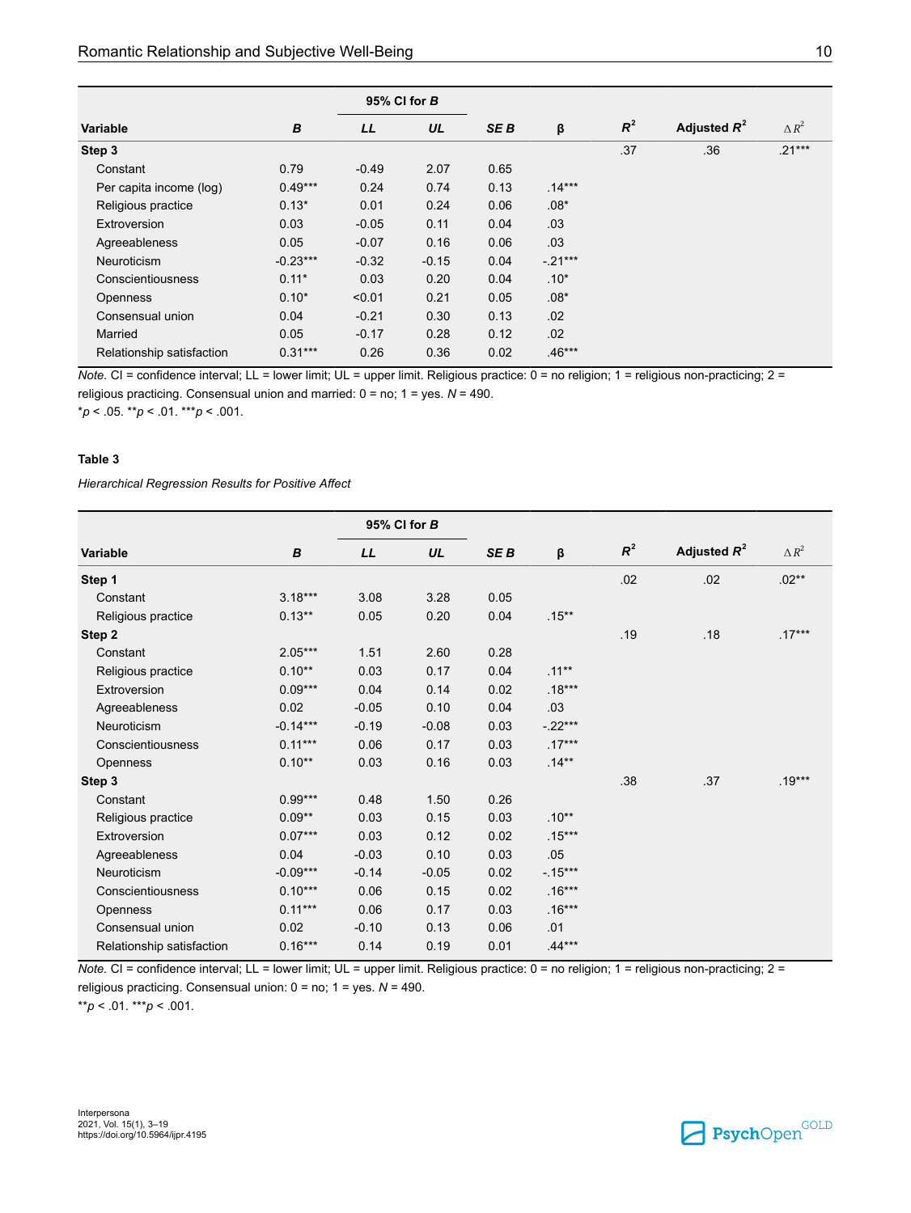| Variable | B | 95% CI for B | | SE B | β | $R^2$ | Adjusted $R^2$ | $\Delta R^2$ |
|---|---|---|---|---|---|---|---|---|
| | | LL | UL | | | | | |
| **Step 3** | | | | | | .37 | .36 | .21*** |
| Constant | 0.79 | -0.49 | 2.07 | 0.65 | | | | |
| Per capita income (log) | 0.49*** | 0.24 | 0.74 | 0.13 | .14*** | | | |
| Religious practice | 0.13* | 0.01 | 0.24 | 0.06 | .08* | | | |
| Extroversion | 0.03 | -0.05 | 0.11 | 0.04 | .03 | | | |
| Agreeableness | 0.05 | -0.07 | 0.16 | 0.06 | .03 | | | |
| Neuroticism | -0.23*** | -0.32 | -0.15 | 0.04 | -.21*** | | | |
| Conscientiousness | 0.11* | 0.03 | 0.20 | 0.04 | .10* | | | |
| Openness | 0.10* | <0.01 | 0.21 | 0.05 | .08* | | | |
| Consensual union | 0.04 | -0.21 | 0.30 | 0.13 | .02 | | | |
| Married | 0.05 | -0.17 | 0.28 | 0.12 | .02 | | | |
| Relationship satisfaction | 0.31*** | 0.26 | 0.36 | 0.02 | .46*** | | | |

*Note.* CI = confidence interval; LL = lower limit; UL = upper limit. Religious practice: 0 = no religion; 1 = religious non-practicing; 2 = religious practicing. Consensual union and married: 0 = no; 1 = yes. *N* = 490.
\**p* < .05. \*\**p* < .01. \*\*\**p* < .001.

**Table 3**

*Hierarchical Regression Results for Positive Affect*

| Variable | B | 95% CI for B | | SE B | β | $R^2$ | Adjusted $R^2$ | $\Delta R^2$ |
|---|---|---|---|---|---|---|---|---|
| | | LL | UL | | | | | |
| **Step 1** | | | | | | .02 | .02 | .02** |
| Constant | 3.18*** | 3.08 | 3.28 | 0.05 | | | | |
| Religious practice | 0.13** | 0.05 | 0.20 | 0.04 | .15** | | | |
| **Step 2** | | | | | | .19 | .18 | .17*** |
| Constant | 2.05*** | 1.51 | 2.60 | 0.28 | | | | |
| Religious practice | 0.10** | 0.03 | 0.17 | 0.04 | .11** | | | |
| Extroversion | 0.09*** | 0.04 | 0.14 | 0.02 | .18*** | | | |
| Agreeableness | 0.02 | -0.05 | 0.10 | 0.04 | .03 | | | |
| Neuroticism | -0.14*** | -0.19 | -0.08 | 0.03 | -.22*** | | | |
| Conscientiousness | 0.11*** | 0.06 | 0.17 | 0.03 | .17*** | | | |
| Openness | 0.10** | 0.03 | 0.16 | 0.03 | .14** | | | |
| **Step 3** | | | | | | .38 | .37 | .19*** |
| Constant | 0.99*** | 0.48 | 1.50 | 0.26 | | | | |
| Religious practice | 0.09** | 0.03 | 0.15 | 0.03 | .10** | | | |
| Extroversion | 0.07*** | 0.03 | 0.12 | 0.02 | .15*** | | | |
| Agreeableness | 0.04 | -0.03 | 0.10 | 0.03 | .05 | | | |
| Neuroticism | -0.09*** | -0.14 | -0.05 | 0.02 | -.15*** | | | |
| Conscientiousness | 0.10*** | 0.06 | 0.15 | 0.02 | .16*** | | | |
| Openness | 0.11*** | 0.06 | 0.17 | 0.03 | .16*** | | | |
| Consensual union | 0.02 | -0.10 | 0.13 | 0.06 | .01 | | | |
| Relationship satisfaction | 0.16*** | 0.14 | 0.19 | 0.01 | .44*** | | | |

*Note.* CI = confidence interval; LL = lower limit; UL = upper limit. Religious practice: 0 = no religion; 1 = religious non-practicing; 2 = religious practicing. Consensual union: 0 = no; 1 = yes. *N* = 490.
\*\**p* < .01. \*\*\**p* < .001.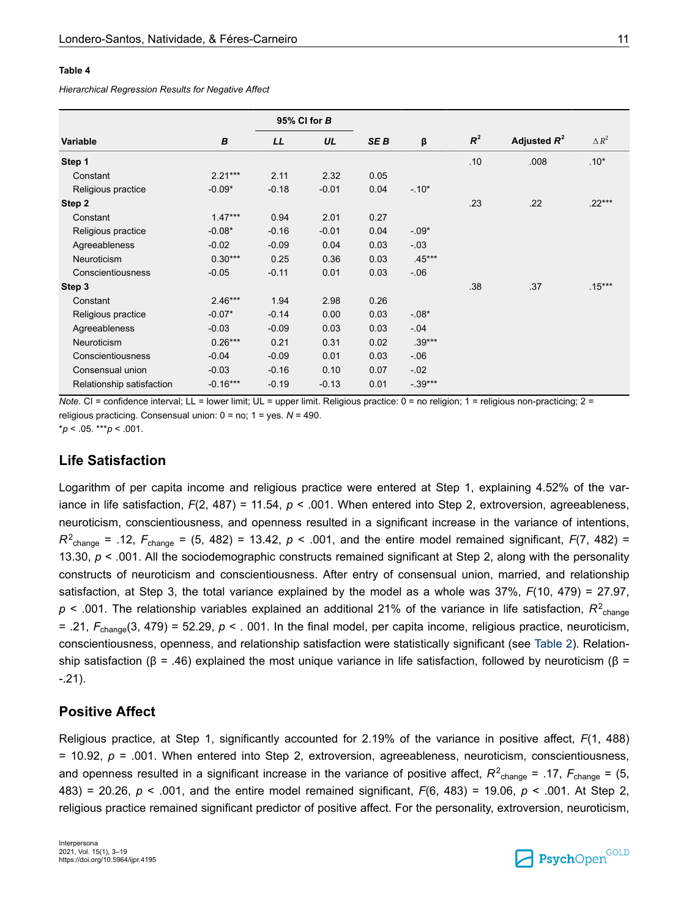**Table 4**

*Hierarchical Regression Results for Negative Affect*

| Variable | *B* | 95% CI for *B* | | *SE B* | β | $R^2$ | Adjusted $R^2$ | $\Delta R^2$ |
|---|---|---|---|---|---|---|---|---|
| | | *LL* | *UL* | | | | | |
| **Step 1** | | | | | | .10 | .008 | .10* |
| Constant | 2.21*** | 2.11 | 2.32 | 0.05 | | | | |
| Religious practice | -0.09* | -0.18 | -0.01 | 0.04 | -.10* | | | |
| **Step 2** | | | | | | .23 | .22 | .22*** |
| Constant | 1.47*** | 0.94 | 2.01 | 0.27 | | | | |
| Religious practice | -0.08* | -0.16 | -0.01 | 0.04 | -.09* | | | |
| Agreeableness | -0.02 | -0.09 | 0.04 | 0.03 | -.03 | | | |
| Neuroticism | 0.30*** | 0.25 | 0.36 | 0.03 | .45*** | | | |
| Conscientiousness | -0.05 | -0.11 | 0.01 | 0.03 | -.06 | | | |
| **Step 3** | | | | | | .38 | .37 | .15*** |
| Constant | 2.46*** | 1.94 | 2.98 | 0.26 | | | | |
| Religious practice | -0.07* | -0.14 | 0.00 | 0.03 | -.08* | | | |
| Agreeableness | -0.03 | -0.09 | 0.03 | 0.03 | -.04 | | | |
| Neuroticism | 0.26*** | 0.21 | 0.31 | 0.02 | .39*** | | | |
| Conscientiousness | -0.04 | -0.09 | 0.01 | 0.03 | -.06 | | | |
| Consensual union | -0.03 | -0.16 | 0.10 | 0.07 | -.02 | | | |
| Relationship satisfaction | -0.16*** | -0.19 | -0.13 | 0.01 | -.39*** | | | |

*Note.* CI = confidence interval; LL = lower limit; UL = upper limit. Religious practice: 0 = no religion; 1 = religious non-practicing; 2 = religious practicing. Consensual union: 0 = no; 1 = yes. *N* = 490.
*$p < .05$. ***$p < .001$.

## Life Satisfaction

Logarithm of per capita income and religious practice were entered at Step 1, explaining 4.52% of the variance in life satisfaction, $F(2, 487) = 11.54$, $p < .001$. When entered into Step 2, extroversion, agreeableness, neuroticism, conscientiousness, and openness resulted in a significant increase in the variance of intentions, $R^2_{change} = .12$, $F_{change} = (5, 482) = 13.42$, $p < .001$, and the entire model remained significant, $F(7, 482) = 13.30$, $p < .001$. All the sociodemographic constructs remained significant at Step 2, along with the personality constructs of neuroticism and conscientiousness. After entry of consensual union, married, and relationship satisfaction, at Step 3, the total variance explained by the model as a whole was 37%, $F(10, 479) = 27.97$, $p < .001$. The relationship variables explained an additional 21% of the variance in life satisfaction, $R^2_{change} = .21$, $F_{change}(3, 479) = 52.29$, $p < .001$. In the final model, per capita income, religious practice, neuroticism, conscientiousness, openness, and relationship satisfaction were statistically significant (see Table 2). Relationship satisfaction (β = .46) explained the most unique variance in life satisfaction, followed by neuroticism (β = -.21).

## Positive Affect

Religious practice, at Step 1, significantly accounted for 2.19% of the variance in positive affect, $F(1, 488) = 10.92$, $p = .001$. When entered into Step 2, extroversion, agreeableness, neuroticism, conscientiousness, and openness resulted in a significant increase in the variance of positive affect, $R^2_{change} = .17$, $F_{change} = (5, 483) = 20.26$, $p < .001$, and the entire model remained significant, $F(6, 483) = 19.06$, $p < .001$. At Step 2, religious practice remained significant predictor of positive affect. For the personality, extroversion, neuroticism,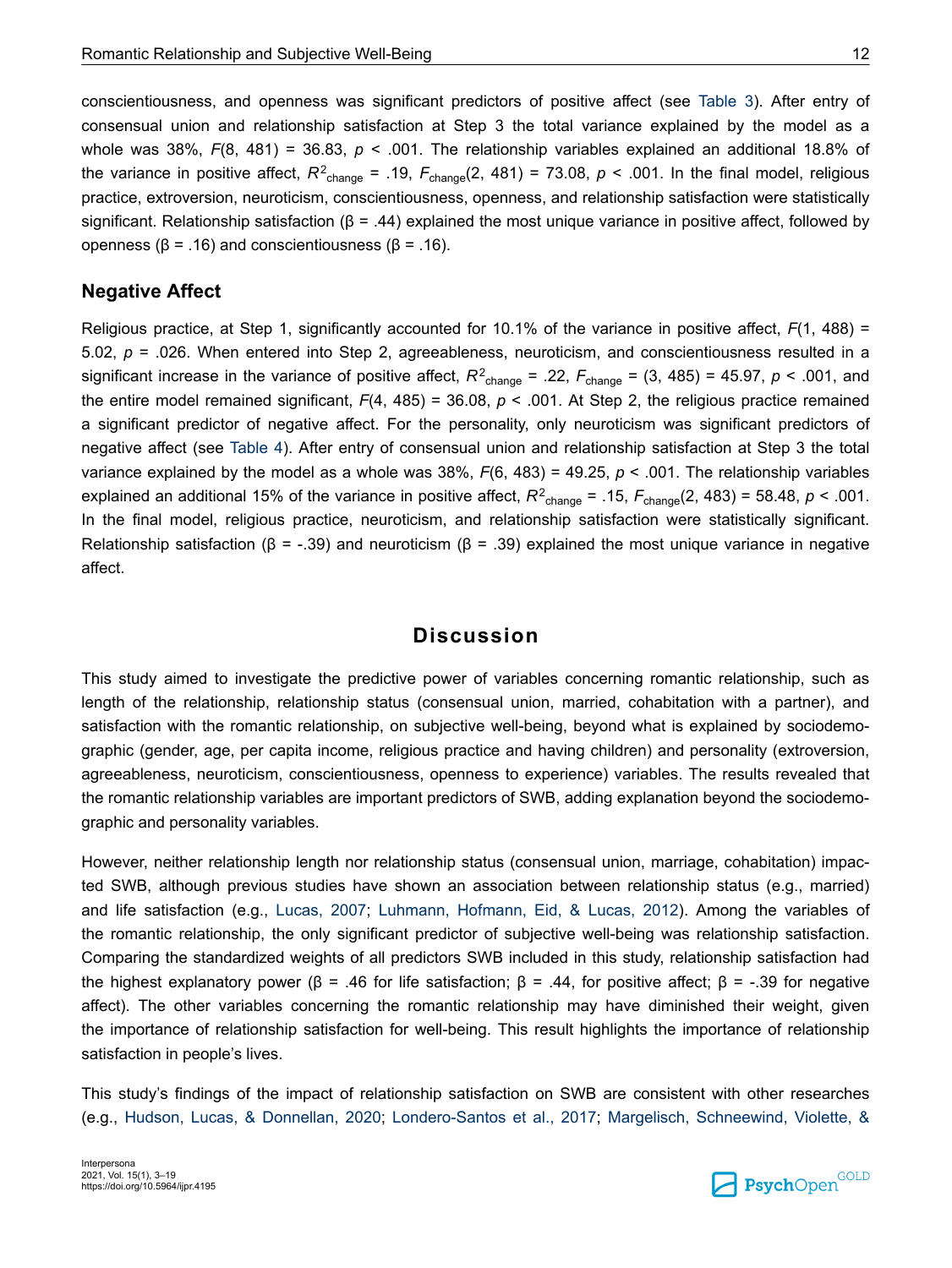conscientiousness, and openness was significant predictors of positive affect (see Table 3). After entry of consensual union and relationship satisfaction at Step 3 the total variance explained by the model as a whole was 38%, $F(8, 481) = 36.83$, $p < .001$. The relationship variables explained an additional 18.8% of the variance in positive affect, $R^2_{change} = .19$, $F_{change}(2, 481) = 73.08$, $p < .001$. In the final model, religious practice, extroversion, neuroticism, conscientiousness, openness, and relationship satisfaction were statistically significant. Relationship satisfaction (β = .44) explained the most unique variance in positive affect, followed by openness (β = .16) and conscientiousness (β = .16).

## Negative Affect

Religious practice, at Step 1, significantly accounted for 10.1% of the variance in positive affect, $F(1, 488) = 5.02$, $p = .026$. When entered into Step 2, agreeableness, neuroticism, and conscientiousness resulted in a significant increase in the variance of positive affect, $R^2_{change} = .22$, $F_{change} = (3, 485) = 45.97$, $p < .001$, and the entire model remained significant, $F(4, 485) = 36.08$, $p < .001$. At Step 2, the religious practice remained a significant predictor of negative affect. For the personality, only neuroticism was significant predictors of negative affect (see Table 4). After entry of consensual union and relationship satisfaction at Step 3 the total variance explained by the model as a whole was 38%, $F(6, 483) = 49.25$, $p < .001$. The relationship variables explained an additional 15% of the variance in positive affect, $R^2_{change} = .15$, $F_{change}(2, 483) = 58.48$, $p < .001$. In the final model, religious practice, neuroticism, and relationship satisfaction were statistically significant. Relationship satisfaction (β = -.39) and neuroticism (β = .39) explained the most unique variance in negative affect.

# Discussion

This study aimed to investigate the predictive power of variables concerning romantic relationship, such as length of the relationship, relationship status (consensual union, married, cohabitation with a partner), and satisfaction with the romantic relationship, on subjective well-being, beyond what is explained by sociodemographic (gender, age, per capita income, religious practice and having children) and personality (extroversion, agreeableness, neuroticism, conscientiousness, openness to experience) variables. The results revealed that the romantic relationship variables are important predictors of SWB, adding explanation beyond the sociodemographic and personality variables.

However, neither relationship length nor relationship status (consensual union, marriage, cohabitation) impacted SWB, although previous studies have shown an association between relationship status (e.g., married) and life satisfaction (e.g., Lucas, 2007; Luhmann, Hofmann, Eid, & Lucas, 2012). Among the variables of the romantic relationship, the only significant predictor of subjective well-being was relationship satisfaction. Comparing the standardized weights of all predictors SWB included in this study, relationship satisfaction had the highest explanatory power (β = .46 for life satisfaction; β = .44, for positive affect; β = -.39 for negative affect). The other variables concerning the romantic relationship may have diminished their weight, given the importance of relationship satisfaction for well-being. This result highlights the importance of relationship satisfaction in people's lives.

This study's findings of the impact of relationship satisfaction on SWB are consistent with other researches (e.g., Hudson, Lucas, & Donnellan, 2020; Londero-Santos et al., 2017; Margelisch, Schneewind, Violette, &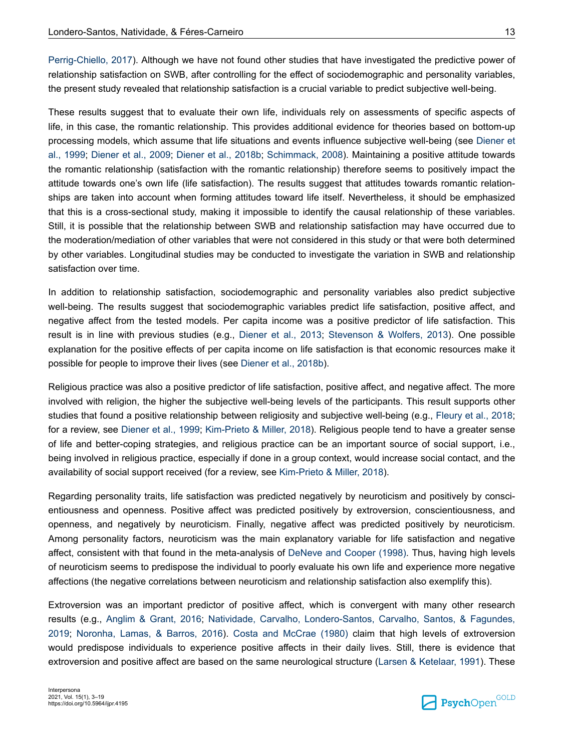Perrig-Chiello, 2017). Although we have not found other studies that have investigated the predictive power of relationship satisfaction on SWB, after controlling for the effect of sociodemographic and personality variables, the present study revealed that relationship satisfaction is a crucial variable to predict subjective well-being.

These results suggest that to evaluate their own life, individuals rely on assessments of specific aspects of life, in this case, the romantic relationship. This provides additional evidence for theories based on bottom-up processing models, which assume that life situations and events influence subjective well-being (see Diener et al., 1999; Diener et al., 2009; Diener et al., 2018b; Schimmack, 2008). Maintaining a positive attitude towards the romantic relationship (satisfaction with the romantic relationship) therefore seems to positively impact the attitude towards one's own life (life satisfaction). The results suggest that attitudes towards romantic relationships are taken into account when forming attitudes toward life itself. Nevertheless, it should be emphasized that this is a cross-sectional study, making it impossible to identify the causal relationship of these variables. Still, it is possible that the relationship between SWB and relationship satisfaction may have occurred due to the moderation/mediation of other variables that were not considered in this study or that were both determined by other variables. Longitudinal studies may be conducted to investigate the variation in SWB and relationship satisfaction over time.

In addition to relationship satisfaction, sociodemographic and personality variables also predict subjective well-being. The results suggest that sociodemographic variables predict life satisfaction, positive affect, and negative affect from the tested models. Per capita income was a positive predictor of life satisfaction. This result is in line with previous studies (e.g., Diener et al., 2013; Stevenson & Wolfers, 2013). One possible explanation for the positive effects of per capita income on life satisfaction is that economic resources make it possible for people to improve their lives (see Diener et al., 2018b).

Religious practice was also a positive predictor of life satisfaction, positive affect, and negative affect. The more involved with religion, the higher the subjective well-being levels of the participants. This result supports other studies that found a positive relationship between religiosity and subjective well-being (e.g., Fleury et al., 2018; for a review, see Diener et al., 1999; Kim-Prieto & Miller, 2018). Religious people tend to have a greater sense of life and better-coping strategies, and religious practice can be an important source of social support, i.e., being involved in religious practice, especially if done in a group context, would increase social contact, and the availability of social support received (for a review, see Kim-Prieto & Miller, 2018).

Regarding personality traits, life satisfaction was predicted negatively by neuroticism and positively by conscientiousness and openness. Positive affect was predicted positively by extroversion, conscientiousness, and openness, and negatively by neuroticism. Finally, negative affect was predicted positively by neuroticism. Among personality factors, neuroticism was the main explanatory variable for life satisfaction and negative affect, consistent with that found in the meta-analysis of DeNeve and Cooper (1998). Thus, having high levels of neuroticism seems to predispose the individual to poorly evaluate his own life and experience more negative affections (the negative correlations between neuroticism and relationship satisfaction also exemplify this).

Extroversion was an important predictor of positive affect, which is convergent with many other research results (e.g., Anglim & Grant, 2016; Natividade, Carvalho, Londero-Santos, Carvalho, Santos, & Fagundes, 2019; Noronha, Lamas, & Barros, 2016). Costa and McCrae (1980) claim that high levels of extroversion would predispose individuals to experience positive affects in their daily lives. Still, there is evidence that extroversion and positive affect are based on the same neurological structure (Larsen & Ketelaar, 1991). These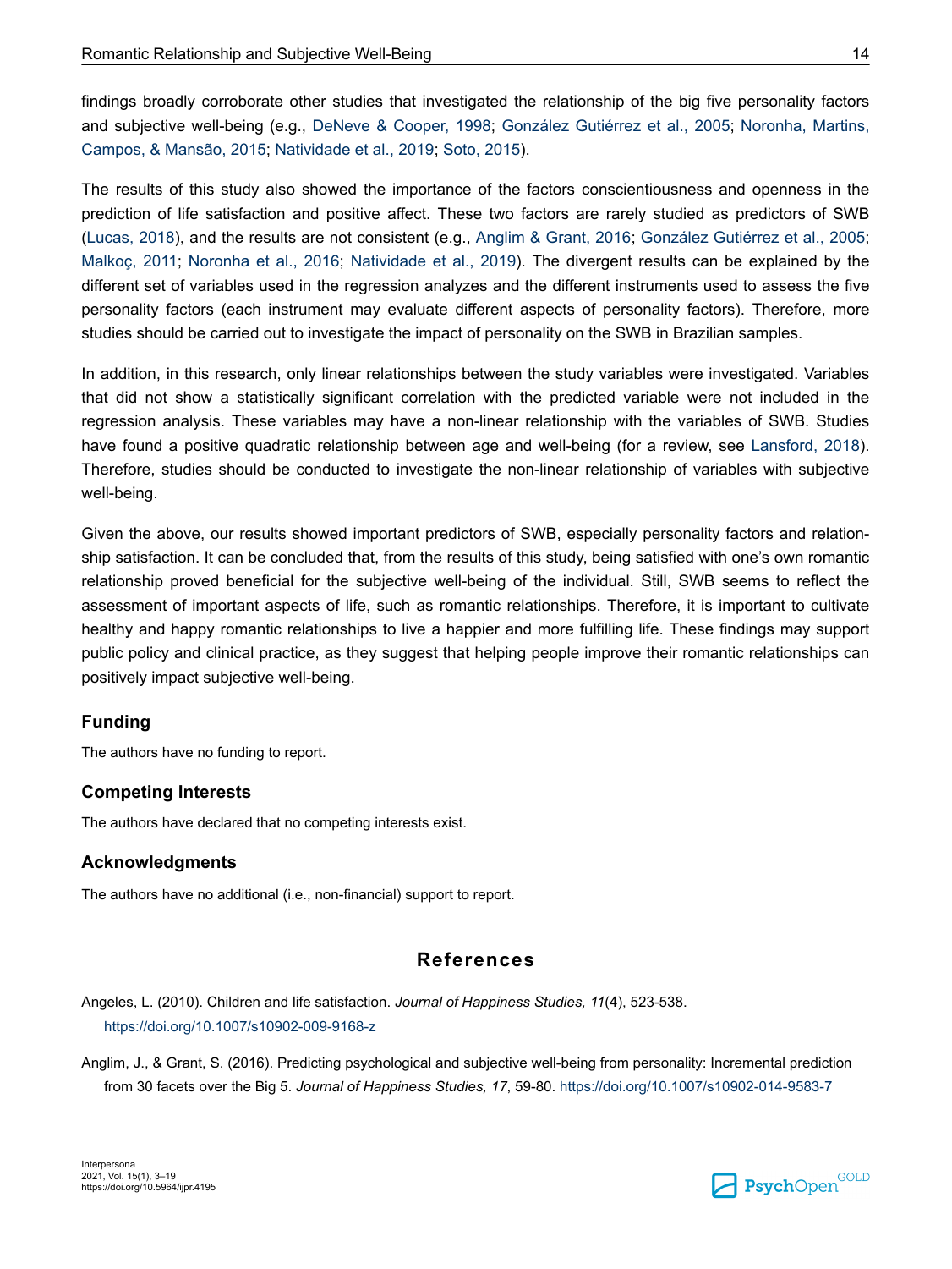findings broadly corroborate other studies that investigated the relationship of the big five personality factors and subjective well-being (e.g., DeNeve & Cooper, 1998; González Gutiérrez et al., 2005; Noronha, Martins, Campos, & Mansão, 2015; Natividade et al., 2019; Soto, 2015).

The results of this study also showed the importance of the factors conscientiousness and openness in the prediction of life satisfaction and positive affect. These two factors are rarely studied as predictors of SWB (Lucas, 2018), and the results are not consistent (e.g., Anglim & Grant, 2016; González Gutiérrez et al., 2005; Malkoç, 2011; Noronha et al., 2016; Natividade et al., 2019). The divergent results can be explained by the different set of variables used in the regression analyzes and the different instruments used to assess the five personality factors (each instrument may evaluate different aspects of personality factors). Therefore, more studies should be carried out to investigate the impact of personality on the SWB in Brazilian samples.

In addition, in this research, only linear relationships between the study variables were investigated. Variables that did not show a statistically significant correlation with the predicted variable were not included in the regression analysis. These variables may have a non-linear relationship with the variables of SWB. Studies have found a positive quadratic relationship between age and well-being (for a review, see Lansford, 2018). Therefore, studies should be conducted to investigate the non-linear relationship of variables with subjective well-being.

Given the above, our results showed important predictors of SWB, especially personality factors and relationship satisfaction. It can be concluded that, from the results of this study, being satisfied with one's own romantic relationship proved beneficial for the subjective well-being of the individual. Still, SWB seems to reflect the assessment of important aspects of life, such as romantic relationships. Therefore, it is important to cultivate healthy and happy romantic relationships to live a happier and more fulfilling life. These findings may support public policy and clinical practice, as they suggest that helping people improve their romantic relationships can positively impact subjective well-being.

### Funding

The authors have no funding to report.

### Competing Interests

The authors have declared that no competing interests exist.

### Acknowledgments

The authors have no additional (i.e., non-financial) support to report.

## References

Angeles, L. (2010). Children and life satisfaction. *Journal of Happiness Studies, 11*(4), 523-538. https://doi.org/10.1007/s10902-009-9168-z

Anglim, J., & Grant, S. (2016). Predicting psychological and subjective well-being from personality: Incremental prediction from 30 facets over the Big 5. *Journal of Happiness Studies, 17*, 59-80. https://doi.org/10.1007/s10902-014-9583-7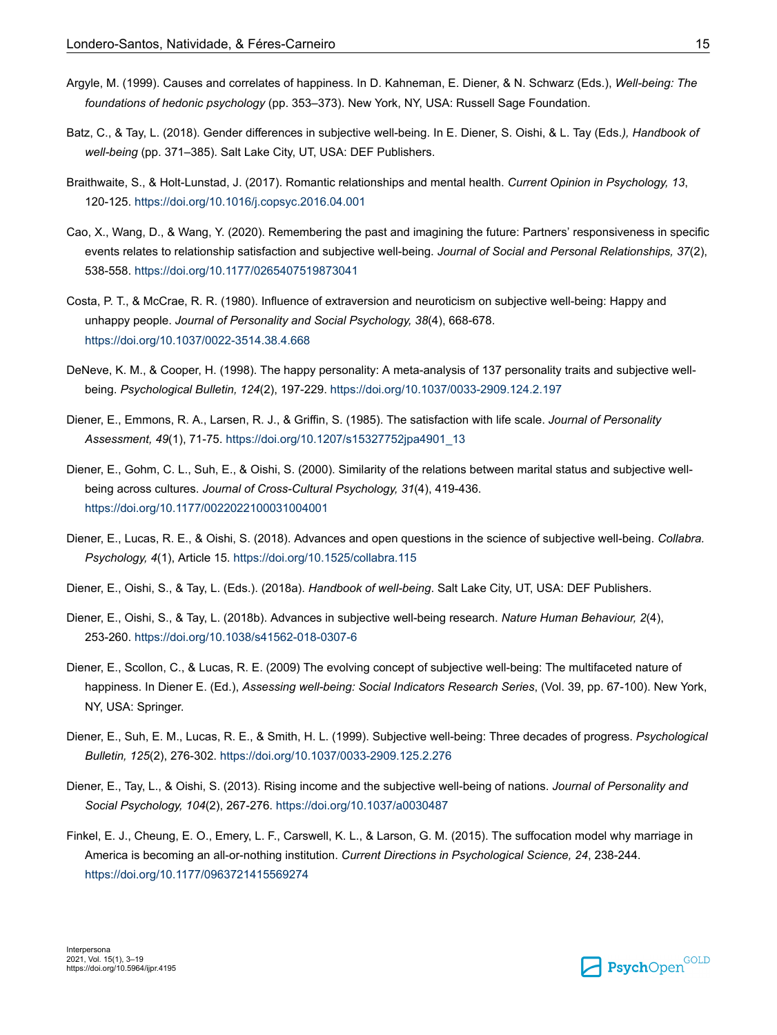Argyle, M. (1999). Causes and correlates of happiness. In D. Kahneman, E. Diener, & N. Schwarz (Eds.), *Well-being: The foundations of hedonic psychology* (pp. 353–373). New York, NY, USA: Russell Sage Foundation.

Batz, C., & Tay, L. (2018). Gender differences in subjective well-being. In E. Diener, S. Oishi, & L. Tay (Eds.*), Handbook of well-being* (pp. 371–385). Salt Lake City, UT, USA: DEF Publishers.

Braithwaite, S., & Holt-Lunstad, J. (2017). Romantic relationships and mental health. *Current Opinion in Psychology, 13*, 120-125. https://doi.org/10.1016/j.copsyc.2016.04.001

Cao, X., Wang, D., & Wang, Y. (2020). Remembering the past and imagining the future: Partners' responsiveness in specific events relates to relationship satisfaction and subjective well-being. *Journal of Social and Personal Relationships, 37*(2), 538-558. https://doi.org/10.1177/0265407519873041

Costa, P. T., & McCrae, R. R. (1980). Influence of extraversion and neuroticism on subjective well-being: Happy and unhappy people. *Journal of Personality and Social Psychology, 38*(4), 668-678. https://doi.org/10.1037/0022-3514.38.4.668

DeNeve, K. M., & Cooper, H. (1998). The happy personality: A meta-analysis of 137 personality traits and subjective well-being. *Psychological Bulletin, 124*(2), 197-229. https://doi.org/10.1037/0033-2909.124.2.197

Diener, E., Emmons, R. A., Larsen, R. J., & Griffin, S. (1985). The satisfaction with life scale. *Journal of Personality Assessment, 49*(1), 71-75. https://doi.org/10.1207/s15327752jpa4901_13

Diener, E., Gohm, C. L., Suh, E., & Oishi, S. (2000). Similarity of the relations between marital status and subjective well-being across cultures. *Journal of Cross-Cultural Psychology, 31*(4), 419-436. https://doi.org/10.1177/0022022100031004001

Diener, E., Lucas, R. E., & Oishi, S. (2018). Advances and open questions in the science of subjective well-being. *Collabra. Psychology, 4*(1), Article 15. https://doi.org/10.1525/collabra.115

Diener, E., Oishi, S., & Tay, L. (Eds.). (2018a). *Handbook of well-being*. Salt Lake City, UT, USA: DEF Publishers.

Diener, E., Oishi, S., & Tay, L. (2018b). Advances in subjective well-being research. *Nature Human Behaviour, 2*(4), 253-260. https://doi.org/10.1038/s41562-018-0307-6

Diener, E., Scollon, C., & Lucas, R. E. (2009) The evolving concept of subjective well-being: The multifaceted nature of happiness. In Diener E. (Ed.), *Assessing well-being: Social Indicators Research Series*, (Vol. 39, pp. 67-100). New York, NY, USA: Springer.

Diener, E., Suh, E. M., Lucas, R. E., & Smith, H. L. (1999). Subjective well-being: Three decades of progress. *Psychological Bulletin, 125*(2), 276-302. https://doi.org/10.1037/0033-2909.125.2.276

Diener, E., Tay, L., & Oishi, S. (2013). Rising income and the subjective well-being of nations. *Journal of Personality and Social Psychology, 104*(2), 267-276. https://doi.org/10.1037/a0030487

Finkel, E. J., Cheung, E. O., Emery, L. F., Carswell, K. L., & Larson, G. M. (2015). The suffocation model why marriage in America is becoming an all-or-nothing institution. *Current Directions in Psychological Science, 24*, 238-244. https://doi.org/10.1177/0963721415569274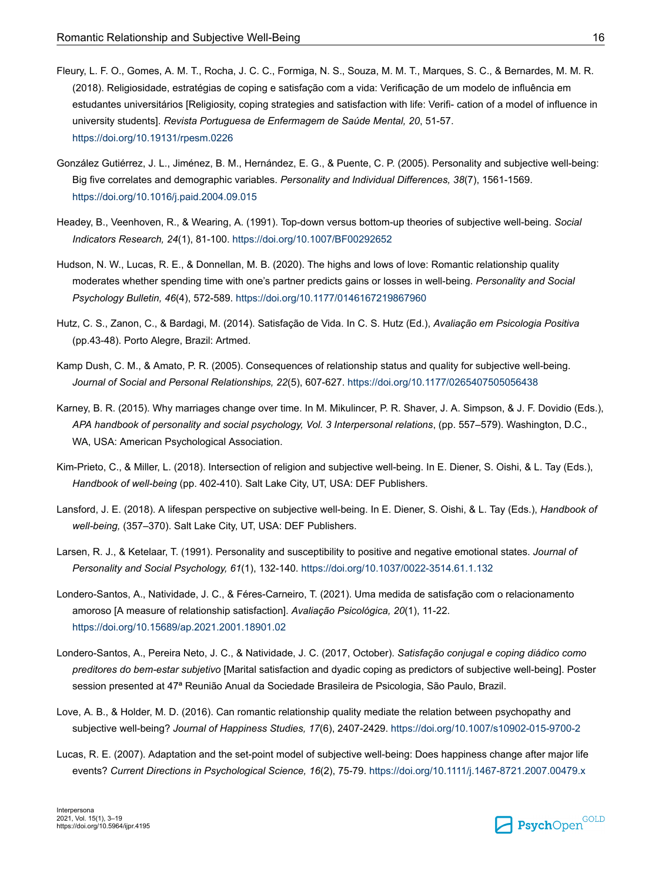Fleury, L. F. O., Gomes, A. M. T., Rocha, J. C. C., Formiga, N. S., Souza, M. M. T., Marques, S. C., & Bernardes, M. M. R. (2018). Religiosidade, estratégias de coping e satisfação com a vida: Verificação de um modelo de influência em estudantes universitários [Religiosity, coping strategies and satisfaction with life: Verifi- cation of a model of influence in university students]. *Revista Portuguesa de Enfermagem de Saúde Mental, 20*, 51-57. https://doi.org/10.19131/rpesm.0226

González Gutiérrez, J. L., Jiménez, B. M., Hernández, E. G., & Puente, C. P. (2005). Personality and subjective well-being: Big five correlates and demographic variables. *Personality and Individual Differences, 38*(7), 1561-1569. https://doi.org/10.1016/j.paid.2004.09.015

Headey, B., Veenhoven, R., & Wearing, A. (1991). Top-down versus bottom-up theories of subjective well-being. *Social Indicators Research, 24*(1), 81-100. https://doi.org/10.1007/BF00292652

Hudson, N. W., Lucas, R. E., & Donnellan, M. B. (2020). The highs and lows of love: Romantic relationship quality moderates whether spending time with one's partner predicts gains or losses in well-being. *Personality and Social Psychology Bulletin, 46*(4), 572-589. https://doi.org/10.1177/0146167219867960

Hutz, C. S., Zanon, C., & Bardagi, M. (2014). Satisfação de Vida. In C. S. Hutz (Ed.), *Avaliação em Psicologia Positiva* (pp.43-48). Porto Alegre, Brazil: Artmed.

Kamp Dush, C. M., & Amato, P. R. (2005). Consequences of relationship status and quality for subjective well-being. *Journal of Social and Personal Relationships, 22*(5), 607-627. https://doi.org/10.1177/0265407505056438

Karney, B. R. (2015). Why marriages change over time. In M. Mikulincer, P. R. Shaver, J. A. Simpson, & J. F. Dovidio (Eds.), *APA handbook of personality and social psychology, Vol. 3 Interpersonal relations*, (pp. 557–579). Washington, D.C., WA, USA: American Psychological Association.

Kim-Prieto, C., & Miller, L. (2018). Intersection of religion and subjective well-being. In E. Diener, S. Oishi, & L. Tay (Eds.), *Handbook of well-being* (pp. 402-410). Salt Lake City, UT, USA: DEF Publishers.

Lansford, J. E. (2018). A lifespan perspective on subjective well-being. In E. Diener, S. Oishi, & L. Tay (Eds.), *Handbook of well-being,* (357–370). Salt Lake City, UT, USA: DEF Publishers.

Larsen, R. J., & Ketelaar, T. (1991). Personality and susceptibility to positive and negative emotional states. *Journal of Personality and Social Psychology, 61*(1), 132-140. https://doi.org/10.1037/0022-3514.61.1.132

Londero-Santos, A., Natividade, J. C., & Féres-Carneiro, T. (2021). Uma medida de satisfação com o relacionamento amoroso [A measure of relationship satisfaction]. *Avaliação Psicológica, 20*(1), 11-22. https://doi.org/10.15689/ap.2021.2001.18901.02

Londero-Santos, A., Pereira Neto, J. C., & Natividade, J. C. (2017, October). *Satisfação conjugal e coping diádico como preditores do bem-estar subjetivo* [Marital satisfaction and dyadic coping as predictors of subjective well-being]. Poster session presented at 47ª Reunião Anual da Sociedade Brasileira de Psicologia, São Paulo, Brazil.

Love, A. B., & Holder, M. D. (2016). Can romantic relationship quality mediate the relation between psychopathy and subjective well-being? *Journal of Happiness Studies, 17*(6), 2407-2429. https://doi.org/10.1007/s10902-015-9700-2

Lucas, R. E. (2007). Adaptation and the set-point model of subjective well-being: Does happiness change after major life events? *Current Directions in Psychological Science, 16*(2), 75-79. https://doi.org/10.1111/j.1467-8721.2007.00479.x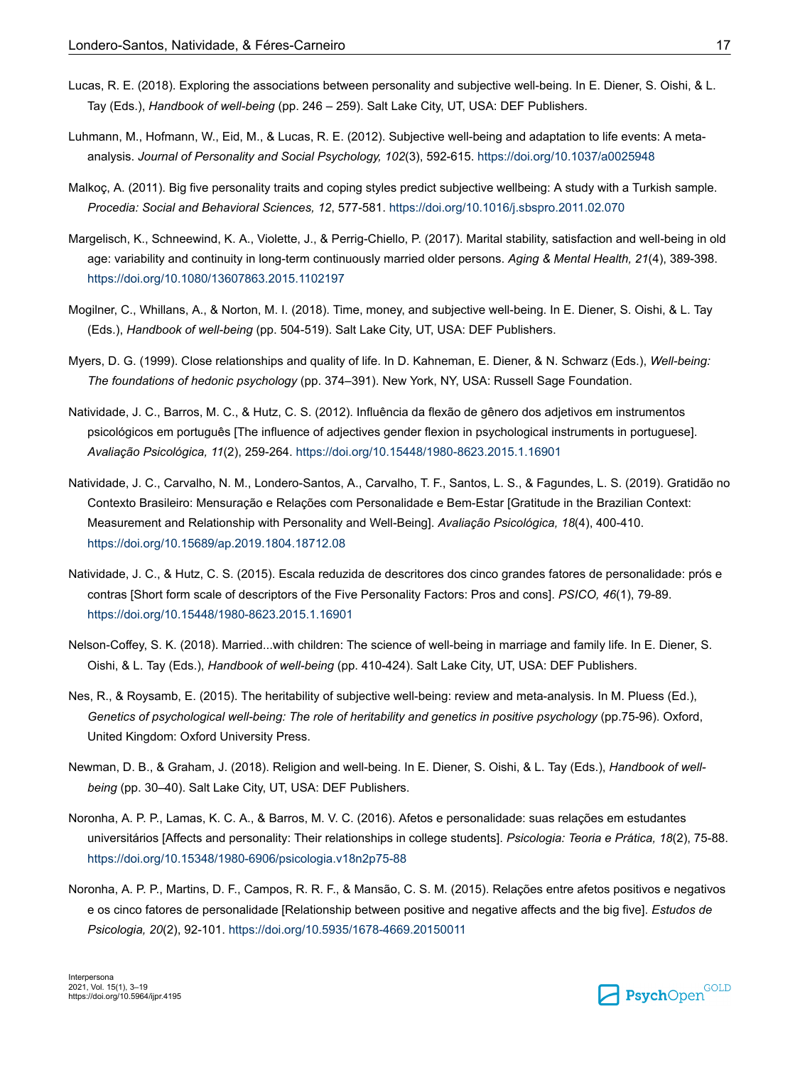Lucas, R. E. (2018). Exploring the associations between personality and subjective well-being. In E. Diener, S. Oishi, & L. Tay (Eds.), *Handbook of well-being* (pp. 246 – 259). Salt Lake City, UT, USA: DEF Publishers.

Luhmann, M., Hofmann, W., Eid, M., & Lucas, R. E. (2012). Subjective well-being and adaptation to life events: A meta-analysis. *Journal of Personality and Social Psychology, 102*(3), 592-615. https://doi.org/10.1037/a0025948

Malkoç, A. (2011). Big five personality traits and coping styles predict subjective wellbeing: A study with a Turkish sample. *Procedia: Social and Behavioral Sciences, 12*, 577-581. https://doi.org/10.1016/j.sbspro.2011.02.070

Margelisch, K., Schneewind, K. A., Violette, J., & Perrig-Chiello, P. (2017). Marital stability, satisfaction and well-being in old age: variability and continuity in long-term continuously married older persons. *Aging & Mental Health, 21*(4), 389-398. https://doi.org/10.1080/13607863.2015.1102197

Mogilner, C., Whillans, A., & Norton, M. I. (2018). Time, money, and subjective well-being. In E. Diener, S. Oishi, & L. Tay (Eds.), *Handbook of well-being* (pp. 504-519). Salt Lake City, UT, USA: DEF Publishers.

Myers, D. G. (1999). Close relationships and quality of life. In D. Kahneman, E. Diener, & N. Schwarz (Eds.), *Well-being: The foundations of hedonic psychology* (pp. 374–391). New York, NY, USA: Russell Sage Foundation.

Natividade, J. C., Barros, M. C., & Hutz, C. S. (2012). Influência da flexão de gênero dos adjetivos em instrumentos psicológicos em português [The influence of adjectives gender flexion in psychological instruments in portuguese]. *Avaliação Psicológica, 11*(2), 259-264. https://doi.org/10.15448/1980-8623.2015.1.16901

Natividade, J. C., Carvalho, N. M., Londero-Santos, A., Carvalho, T. F., Santos, L. S., & Fagundes, L. S. (2019). Gratidão no Contexto Brasileiro: Mensuração e Relações com Personalidade e Bem-Estar [Gratitude in the Brazilian Context: Measurement and Relationship with Personality and Well-Being]. *Avaliação Psicológica, 18*(4), 400-410. https://doi.org/10.15689/ap.2019.1804.18712.08

Natividade, J. C., & Hutz, C. S. (2015). Escala reduzida de descritores dos cinco grandes fatores de personalidade: prós e contras [Short form scale of descriptors of the Five Personality Factors: Pros and cons]. *PSICO, 46*(1), 79-89. https://doi.org/10.15448/1980-8623.2015.1.16901

Nelson-Coffey, S. K. (2018). Married...with children: The science of well-being in marriage and family life. In E. Diener, S. Oishi, & L. Tay (Eds.), *Handbook of well-being* (pp. 410-424). Salt Lake City, UT, USA: DEF Publishers.

Nes, R., & Roysamb, E. (2015). The heritability of subjective well-being: review and meta-analysis. In M. Pluess (Ed.), *Genetics of psychological well-being: The role of heritability and genetics in positive psychology* (pp.75-96). Oxford, United Kingdom: Oxford University Press.

Newman, D. B., & Graham, J. (2018). Religion and well-being. In E. Diener, S. Oishi, & L. Tay (Eds.), *Handbook of well-being* (pp. 30–40). Salt Lake City, UT, USA: DEF Publishers.

Noronha, A. P. P., Lamas, K. C. A., & Barros, M. V. C. (2016). Afetos e personalidade: suas relações em estudantes universitários [Affects and personality: Their relationships in college students]. *Psicologia: Teoria e Prática, 18*(2), 75-88. https://doi.org/10.15348/1980-6906/psicologia.v18n2p75-88

Noronha, A. P. P., Martins, D. F., Campos, R. R. F., & Mansão, C. S. M. (2015). Relações entre afetos positivos e negativos e os cinco fatores de personalidade [Relationship between positive and negative affects and the big five]. *Estudos de Psicologia, 20*(2), 92-101. https://doi.org/10.5935/1678-4669.20150011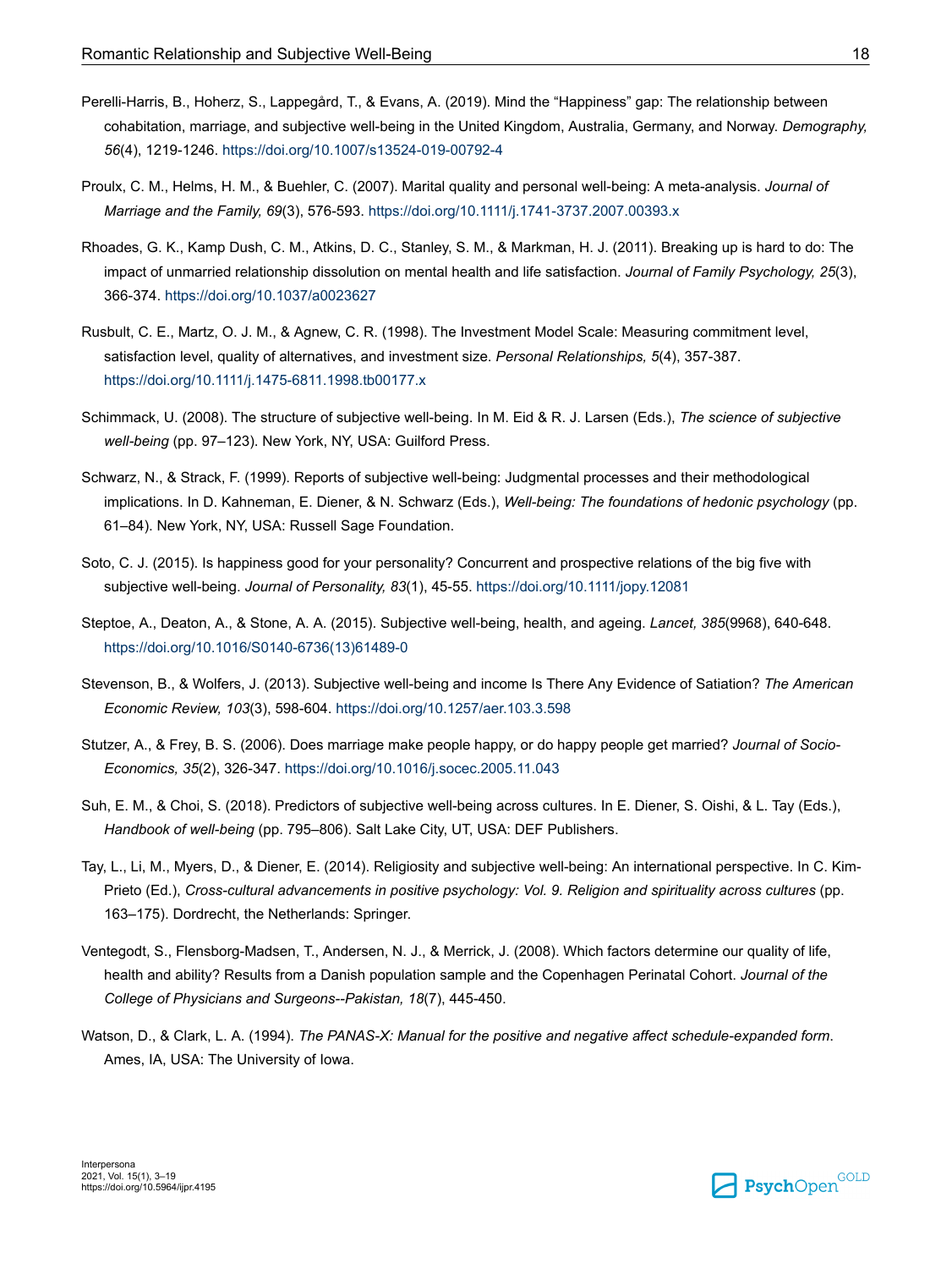Perelli-Harris, B., Hoherz, S., Lappegård, T., & Evans, A. (2019). Mind the "Happiness" gap: The relationship between cohabitation, marriage, and subjective well-being in the United Kingdom, Australia, Germany, and Norway. *Demography, 56*(4), 1219-1246. https://doi.org/10.1007/s13524-019-00792-4

Proulx, C. M., Helms, H. M., & Buehler, C. (2007). Marital quality and personal well-being: A meta-analysis. *Journal of Marriage and the Family, 69*(3), 576-593. https://doi.org/10.1111/j.1741-3737.2007.00393.x

Rhoades, G. K., Kamp Dush, C. M., Atkins, D. C., Stanley, S. M., & Markman, H. J. (2011). Breaking up is hard to do: The impact of unmarried relationship dissolution on mental health and life satisfaction. *Journal of Family Psychology, 25*(3), 366-374. https://doi.org/10.1037/a0023627

Rusbult, C. E., Martz, O. J. M., & Agnew, C. R. (1998). The Investment Model Scale: Measuring commitment level, satisfaction level, quality of alternatives, and investment size. *Personal Relationships, 5*(4), 357-387. https://doi.org/10.1111/j.1475-6811.1998.tb00177.x

Schimmack, U. (2008). The structure of subjective well-being. In M. Eid & R. J. Larsen (Eds.), *The science of subjective well-being* (pp. 97–123). New York, NY, USA: Guilford Press.

Schwarz, N., & Strack, F. (1999). Reports of subjective well-being: Judgmental processes and their methodological implications. In D. Kahneman, E. Diener, & N. Schwarz (Eds.), *Well-being: The foundations of hedonic psychology* (pp. 61–84). New York, NY, USA: Russell Sage Foundation.

Soto, C. J. (2015). Is happiness good for your personality? Concurrent and prospective relations of the big five with subjective well-being. *Journal of Personality, 83*(1), 45-55. https://doi.org/10.1111/jopy.12081

Steptoe, A., Deaton, A., & Stone, A. A. (2015). Subjective well-being, health, and ageing. *Lancet, 385*(9968), 640-648. https://doi.org/10.1016/S0140-6736(13)61489-0

Stevenson, B., & Wolfers, J. (2013). Subjective well-being and income Is There Any Evidence of Satiation? *The American Economic Review, 103*(3), 598-604. https://doi.org/10.1257/aer.103.3.598

Stutzer, A., & Frey, B. S. (2006). Does marriage make people happy, or do happy people get married? *Journal of Socio-Economics, 35*(2), 326-347. https://doi.org/10.1016/j.socec.2005.11.043

Suh, E. M., & Choi, S. (2018). Predictors of subjective well-being across cultures. In E. Diener, S. Oishi, & L. Tay (Eds.), *Handbook of well-being* (pp. 795–806). Salt Lake City, UT, USA: DEF Publishers.

Tay, L., Li, M., Myers, D., & Diener, E. (2014). Religiosity and subjective well-being: An international perspective. In C. Kim-Prieto (Ed.), *Cross-cultural advancements in positive psychology: Vol. 9. Religion and spirituality across cultures* (pp. 163–175). Dordrecht, the Netherlands: Springer.

Ventegodt, S., Flensborg-Madsen, T., Andersen, N. J., & Merrick, J. (2008). Which factors determine our quality of life, health and ability? Results from a Danish population sample and the Copenhagen Perinatal Cohort. *Journal of the College of Physicians and Surgeons--Pakistan, 18*(7), 445-450.

Watson, D., & Clark, L. A. (1994). *The PANAS-X: Manual for the positive and negative affect schedule-expanded form*. Ames, IA, USA: The University of Iowa.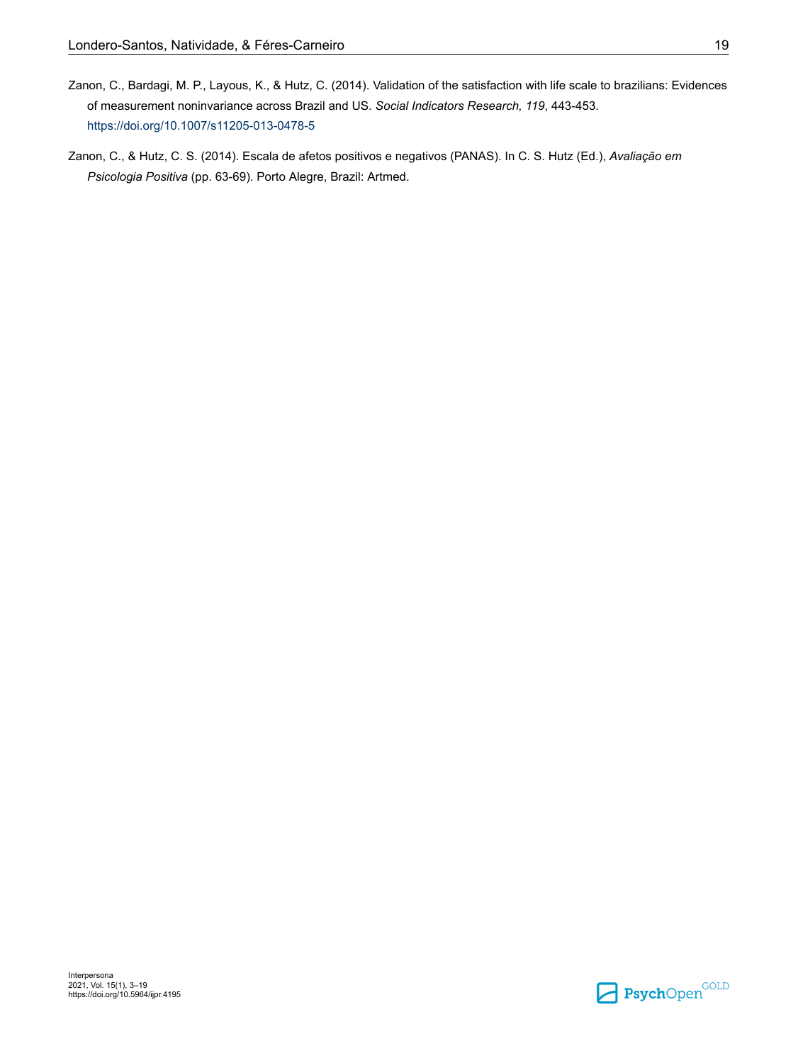Zanon, C., Bardagi, M. P., Layous, K., & Hutz, C. (2014). Validation of the satisfaction with life scale to brazilians: Evidences of measurement noninvariance across Brazil and US. *Social Indicators Research, 119*, 443-453. https://doi.org/10.1007/s11205-013-0478-5

Zanon, C., & Hutz, C. S. (2014). Escala de afetos positivos e negativos (PANAS). In C. S. Hutz (Ed.), *Avaliação em Psicologia Positiva* (pp. 63-69). Porto Alegre, Brazil: Artmed.